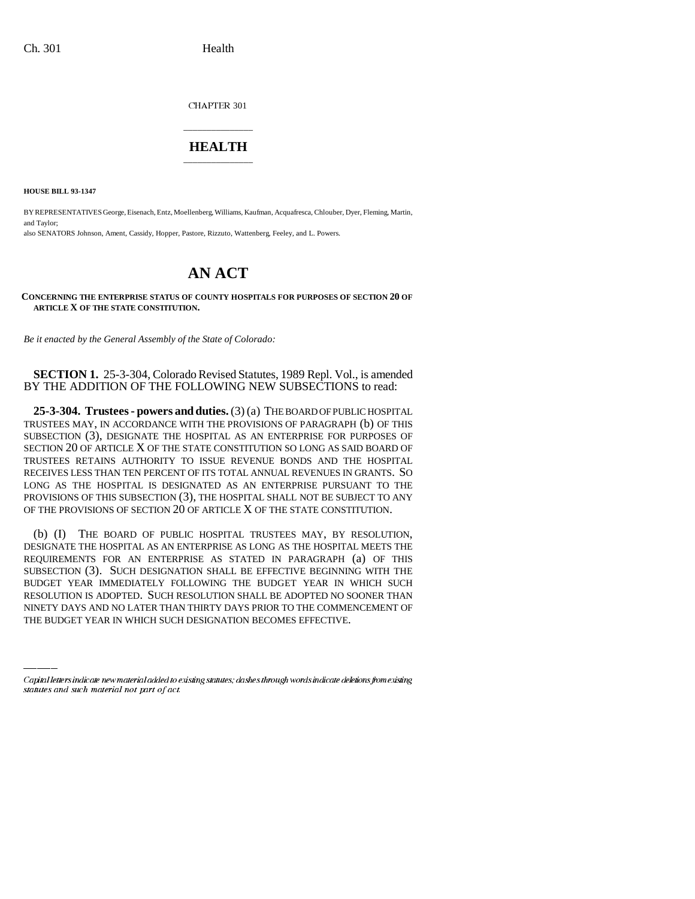CHAPTER 301

# HEALTH

**HOUSE BILL 93-1347**

BY REPRESENTATIVES George, Eisenach, Entz, Moellenberg, Williams, Kaufman, Acquafresca, Chlouber, Dyer, Fleming, Martin, and Taylor;

also SENATORS Johnson, Ament, Cassidy, Hopper, Pastore, Rizzuto, Wattenberg, Feeley, and L. Powers.

# AN ACT

**CONCERNING THE ENTERPRISE STATUS OF COUNTY HOSPITALS FOR PURPOSES OF SECTION 20 OF ARTICLE X OF THE STATE CONSTITUTION.**

*Be it enacted by the General Assembly of the State of Colorado:*

**SECTION 1.** 25-3-304, Colorado Revised Statutes, 1989 Repl. Vol., is amended BY THE ADDITION OF THE FOLLOWING NEW SUBSECTIONS to read:

**25-3-304. Trustees - powers and duties.** (3) (a) THE BOARD OF PUBLIC HOSPITAL TRUSTEES MAY, IN ACCORDANCE WITH THE PROVISIONS OF PARAGRAPH (b) OF THIS SUBSECTION (3), DESIGNATE THE HOSPITAL AS AN ENTERPRISE FOR PURPOSES OF SECTION 20 OF ARTICLE X OF THE STATE CONSTITUTION SO LONG AS SAID BOARD OF TRUSTEES RETAINS AUTHORITY TO ISSUE REVENUE BONDS AND THE HOSPITAL RECEIVES LESS THAN TEN PERCENT OF ITS TOTAL ANNUAL REVENUES IN GRANTS. SO LONG AS THE HOSPITAL IS DESIGNATED AS AN ENTERPRISE PURSUANT TO THE PROVISIONS OF THIS SUBSECTION (3), THE HOSPITAL SHALL NOT BE SUBJECT TO ANY OF THE PROVISIONS OF SECTION 20 OF ARTICLE X OF THE STATE CONSTITUTION.

(b) (I) THE BOARD OF PUBLIC HOSPITAL TRUSTEES MAY, BY RESOLUTION, DESIGNATE THE HOSPITAL AS AN ENTERPRISE AS LONG AS THE HOSPITAL MEETS THE REQUIREMENTS FOR AN ENTERPRISE AS STATED IN PARAGRAPH (a) OF THIS SUBSECTION (3). SUCH DESIGNATION SHALL BE EFFECTIVE BEGINNING WITH THE BUDGET YEAR IMMEDIATELY FOLLOWING THE BUDGET YEAR IN WHICH SUCH RESOLUTION IS ADOPTED. SUCH RESOLUTION SHALL BE ADOPTED NO SOONER THAN NINETY DAYS AND NO LATER THAN THIRTY DAYS PRIOR TO THE COMMENCEMENT OF THE BUDGET YEAR IN WHICH SUCH DESIGNATION BECOMES EFFECTIVE.

*Capital letters indicate new material added to existing statutes; dashes through words indicate deletions from existing statutes and such material not part of act.*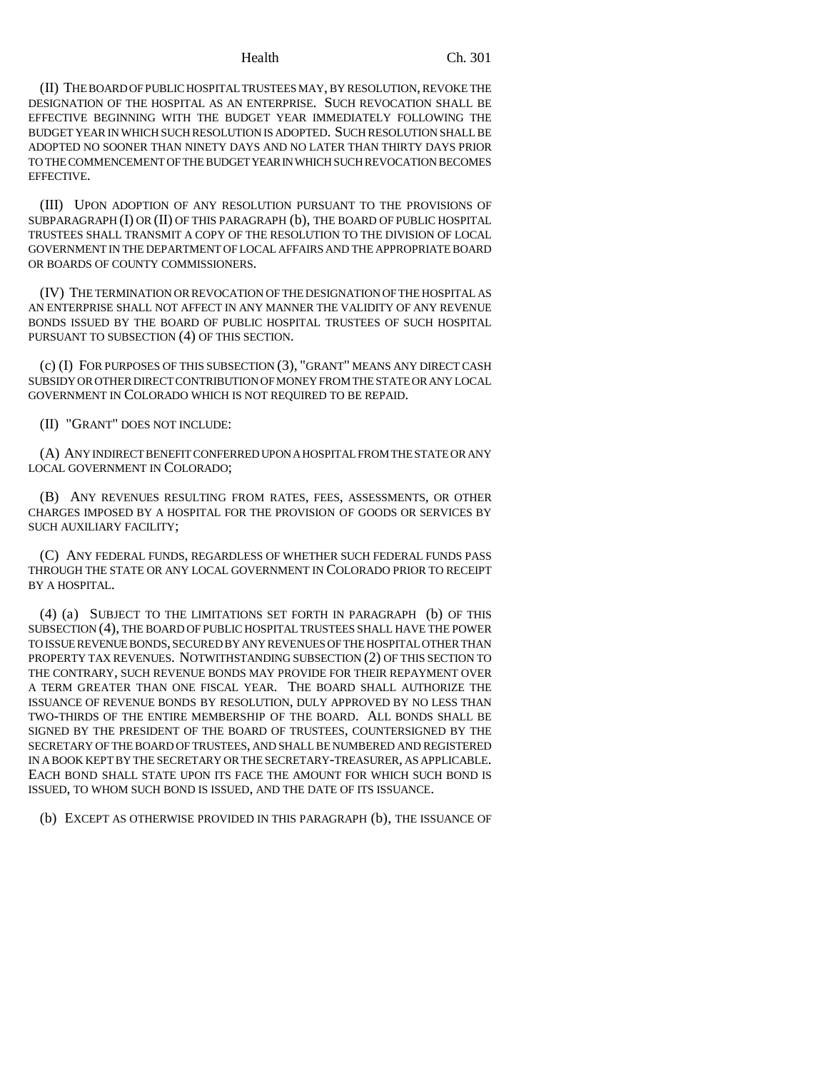(II) THE BOARD OF PUBLIC HOSPITAL TRUSTEES MAY, BY RESOLUTION, REVOKE THE DESIGNATION OF THE HOSPITAL AS AN ENTERPRISE. SUCH REVOCATION SHALL BE EFFECTIVE BEGINNING WITH THE BUDGET YEAR IMMEDIATELY FOLLOWING THE BUDGET YEAR IN WHICH SUCH RESOLUTION IS ADOPTED. SUCH RESOLUTION SHALL BE ADOPTED NO SOONER THAN NINETY DAYS AND NO LATER THAN THIRTY DAYS PRIOR TO THE COMMENCEMENT OF THE BUDGET YEAR IN WHICH SUCH REVOCATION BECOMES EFFECTIVE.

(III) UPON ADOPTION OF ANY RESOLUTION PURSUANT TO THE PROVISIONS OF SUBPARAGRAPH (I) OR (II) OF THIS PARAGRAPH (b), THE BOARD OF PUBLIC HOSPITAL TRUSTEES SHALL TRANSMIT A COPY OF THE RESOLUTION TO THE DIVISION OF LOCAL GOVERNMENT IN THE DEPARTMENT OF LOCAL AFFAIRS AND THE APPROPRIATE BOARD OR BOARDS OF COUNTY COMMISSIONERS.

(IV) THE TERMINATION OR REVOCATION OF THE DESIGNATION OF THE HOSPITAL AS AN ENTERPRISE SHALL NOT AFFECT IN ANY MANNER THE VALIDITY OF ANY REVENUE BONDS ISSUED BY THE BOARD OF PUBLIC HOSPITAL TRUSTEES OF SUCH HOSPITAL PURSUANT TO SUBSECTION (4) OF THIS SECTION.

(c) (I) FOR PURPOSES OF THIS SUBSECTION (3), "GRANT" MEANS ANY DIRECT CASH SUBSIDY OR OTHER DIRECT CONTRIBUTION OF MONEY FROM THE STATE OR ANY LOCAL GOVERNMENT IN COLORADO WHICH IS NOT REQUIRED TO BE REPAID.

(II) "GRANT" DOES NOT INCLUDE:

(A) ANY INDIRECT BENEFIT CONFERRED UPON A HOSPITAL FROM THE STATE OR ANY LOCAL GOVERNMENT IN COLORADO;

(B) ANY REVENUES RESULTING FROM RATES, FEES, ASSESSMENTS, OR OTHER CHARGES IMPOSED BY A HOSPITAL FOR THE PROVISION OF GOODS OR SERVICES BY SUCH AUXILIARY FACILITY;

(C) ANY FEDERAL FUNDS, REGARDLESS OF WHETHER SUCH FEDERAL FUNDS PASS THROUGH THE STATE OR ANY LOCAL GOVERNMENT IN COLORADO PRIOR TO RECEIPT BY A HOSPITAL.

(4) (a) SUBJECT TO THE LIMITATIONS SET FORTH IN PARAGRAPH (b) OF THIS SUBSECTION (4), THE BOARD OF PUBLIC HOSPITAL TRUSTEES SHALL HAVE THE POWER TO ISSUE REVENUE BONDS, SECURED BY ANY REVENUES OF THE HOSPITAL OTHER THAN PROPERTY TAX REVENUES. NOTWITHSTANDING SUBSECTION (2) OF THIS SECTION TO THE CONTRARY, SUCH REVENUE BONDS MAY PROVIDE FOR THEIR REPAYMENT OVER A TERM GREATER THAN ONE FISCAL YEAR. THE BOARD SHALL AUTHORIZE THE ISSUANCE OF REVENUE BONDS BY RESOLUTION, DULY APPROVED BY NO LESS THAN TWO-THIRDS OF THE ENTIRE MEMBERSHIP OF THE BOARD. ALL BONDS SHALL BE SIGNED BY THE PRESIDENT OF THE BOARD OF TRUSTEES, COUNTERSIGNED BY THE SECRETARY OF THE BOARD OF TRUSTEES, AND SHALL BE NUMBERED AND REGISTERED IN A BOOK KEPT BY THE SECRETARY OR THE SECRETARY-TREASURER, AS APPLICABLE. EACH BOND SHALL STATE UPON ITS FACE THE AMOUNT FOR WHICH SUCH BOND IS ISSUED, TO WHOM SUCH BOND IS ISSUED, AND THE DATE OF ITS ISSUANCE.

(b) EXCEPT AS OTHERWISE PROVIDED IN THIS PARAGRAPH (b), THE ISSUANCE OF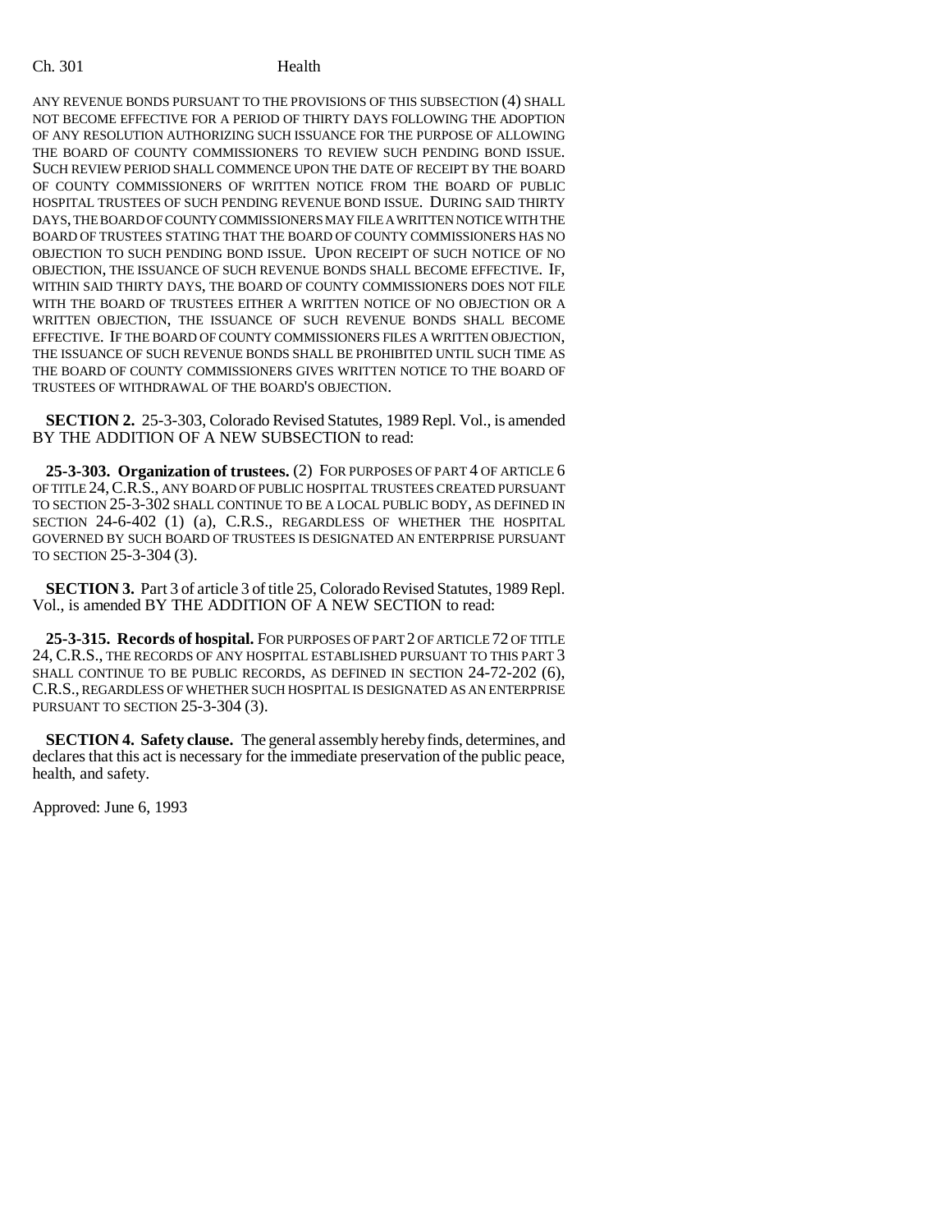ANY REVENUE BONDS PURSUANT TO THE PROVISIONS OF THIS SUBSECTION (4) SHALL NOT BECOME EFFECTIVE FOR A PERIOD OF THIRTY DAYS FOLLOWING THE ADOPTION OF ANY RESOLUTION AUTHORIZING SUCH ISSUANCE FOR THE PURPOSE OF ALLOWING THE BOARD OF COUNTY COMMISSIONERS TO REVIEW SUCH PENDING BOND ISSUE. SUCH REVIEW PERIOD SHALL COMMENCE UPON THE DATE OF RECEIPT BY THE BOARD OF COUNTY COMMISSIONERS OF WRITTEN NOTICE FROM THE BOARD OF PUBLIC HOSPITAL TRUSTEES OF SUCH PENDING REVENUE BOND ISSUE. DURING SAID THIRTY DAYS, THE BOARD OF COUNTY COMMISSIONERS MAY FILE A WRITTEN NOTICE WITH THE BOARD OF TRUSTEES STATING THAT THE BOARD OF COUNTY COMMISSIONERS HAS NO OBJECTION TO SUCH PENDING BOND ISSUE. UPON RECEIPT OF SUCH NOTICE OF NO OBJECTION, THE ISSUANCE OF SUCH REVENUE BONDS SHALL BECOME EFFECTIVE. IF, WITHIN SAID THIRTY DAYS, THE BOARD OF COUNTY COMMISSIONERS DOES NOT FILE WITH THE BOARD OF TRUSTEES EITHER A WRITTEN NOTICE OF NO OBJECTION OR A WRITTEN OBJECTION, THE ISSUANCE OF SUCH REVENUE BONDS SHALL BECOME EFFECTIVE. IF THE BOARD OF COUNTY COMMISSIONERS FILES A WRITTEN OBJECTION, THE ISSUANCE OF SUCH REVENUE BONDS SHALL BE PROHIBITED UNTIL SUCH TIME AS THE BOARD OF COUNTY COMMISSIONERS GIVES WRITTEN NOTICE TO THE BOARD OF TRUSTEES OF WITHDRAWAL OF THE BOARD'S OBJECTION.

**SECTION 2.** 25-3-303, Colorado Revised Statutes, 1989 Repl. Vol., is amended BY THE ADDITION OF A NEW SUBSECTION to read:

**25-3-303. Organization of trustees.** (2) FOR PURPOSES OF PART 4 OF ARTICLE 6 OF TITLE 24, C.R.S., ANY BOARD OF PUBLIC HOSPITAL TRUSTEES CREATED PURSUANT TO SECTION 25-3-302 SHALL CONTINUE TO BE A LOCAL PUBLIC BODY, AS DEFINED IN SECTION 24-6-402 (1) (a), C.R.S., REGARDLESS OF WHETHER THE HOSPITAL GOVERNED BY SUCH BOARD OF TRUSTEES IS DESIGNATED AN ENTERPRISE PURSUANT TO SECTION 25-3-304 (3).

**SECTION 3.** Part 3 of article 3 of title 25, Colorado Revised Statutes, 1989 Repl. Vol., is amended BY THE ADDITION OF A NEW SECTION to read:

**25-3-315. Records of hospital.** FOR PURPOSES OF PART 2 OF ARTICLE 72 OF TITLE 24, C.R.S., THE RECORDS OF ANY HOSPITAL ESTABLISHED PURSUANT TO THIS PART 3 SHALL CONTINUE TO BE PUBLIC RECORDS, AS DEFINED IN SECTION 24-72-202 (6), C.R.S., REGARDLESS OF WHETHER SUCH HOSPITAL IS DESIGNATED AS AN ENTERPRISE PURSUANT TO SECTION 25-3-304 (3).

**SECTION 4. Safety clause.** The general assembly hereby finds, determines, and declares that this act is necessary for the immediate preservation of the public peace, health, and safety.

Approved: June 6, 1993